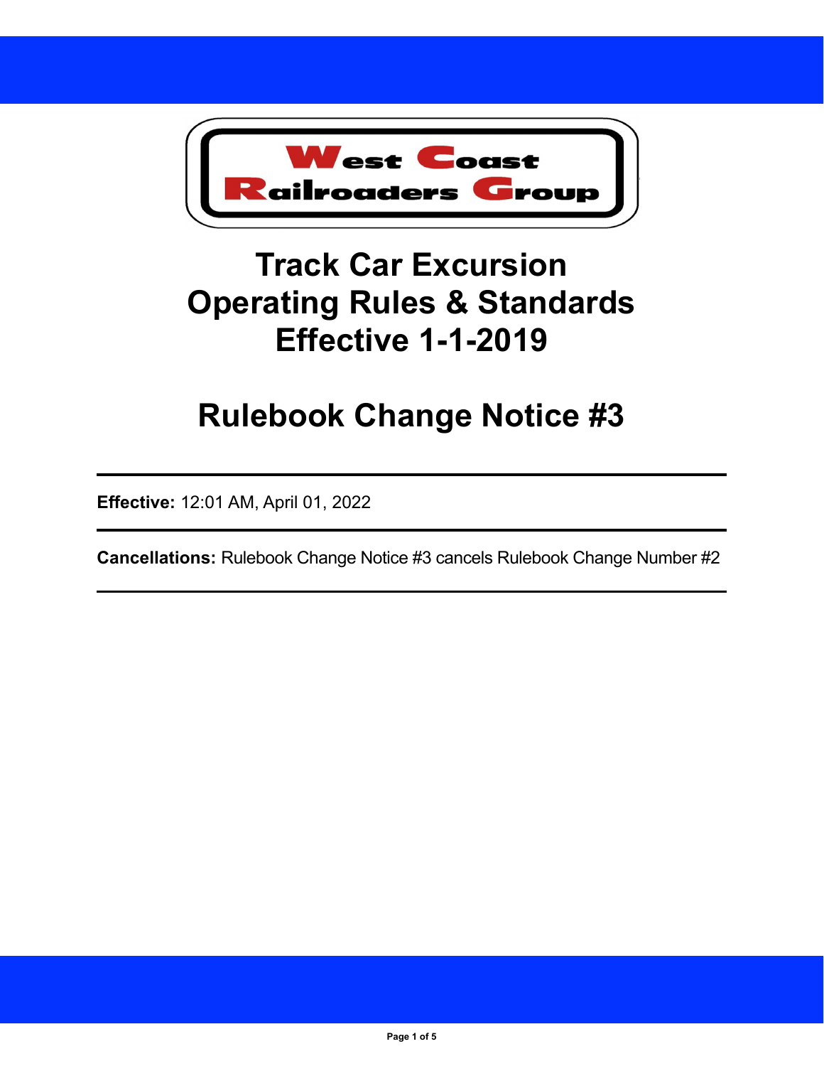West Coast Railroaders Group

# Track Car Excursion Operating Rules & Standards Effective 1-1-2019

# Rulebook Change Notice #3

---

**Effective:** 12:01 AM, April 01, 2022

---

**Cancellations:** Rulebook Change Notice #3 cancels Rulebook Change Number #2

---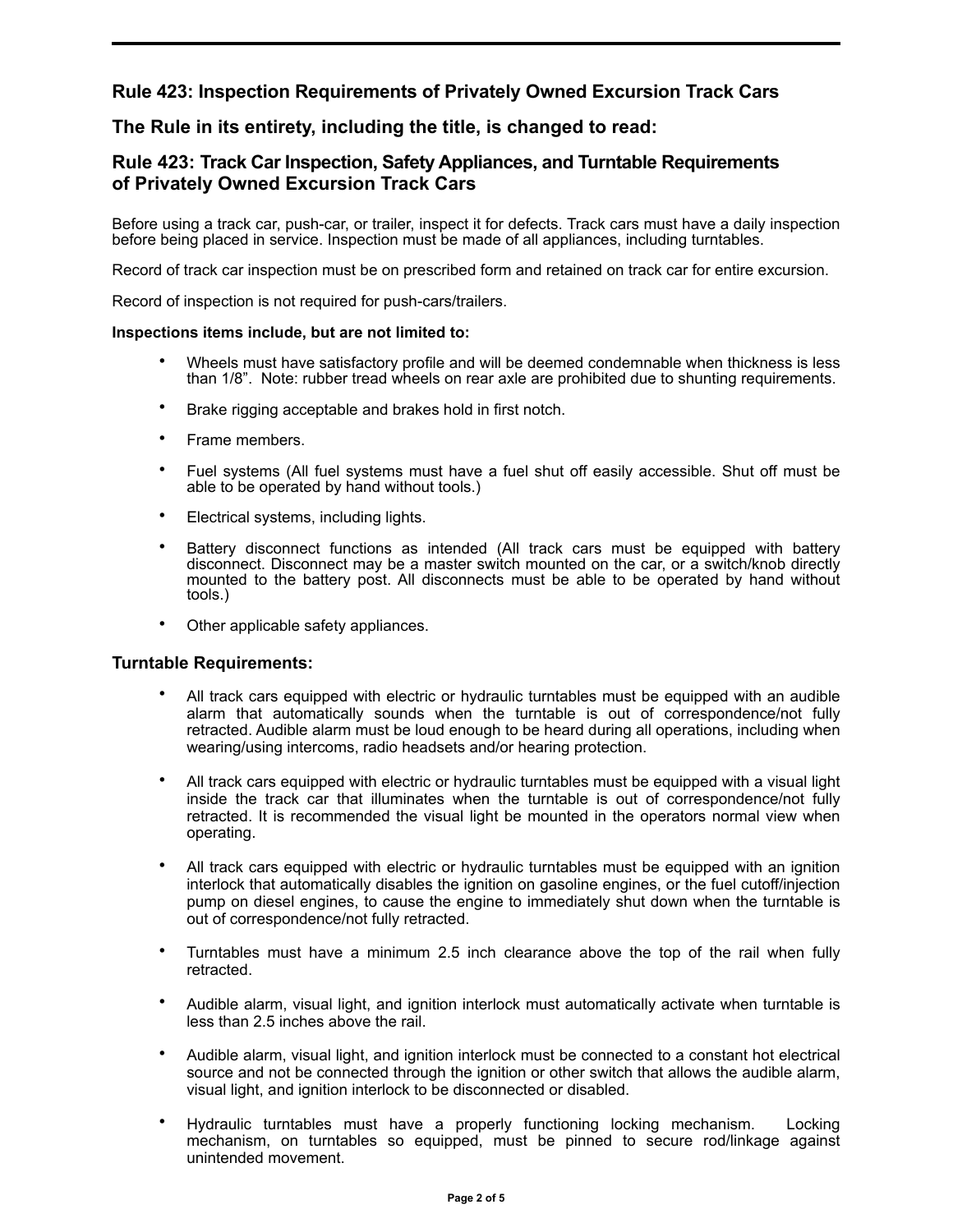## Rule 423: Inspection Requirements of Privately Owned Excursion Track Cars

## The Rule in its entirety, including the title, is changed to read:

## Rule 423: Track Car Inspection, Safety Appliances, and Turntable Requirements of Privately Owned Excursion Track Cars

Before using a track car, push-car, or trailer, inspect it for defects. Track cars must have a daily inspection before being placed in service. Inspection must be made of all appliances, including turntables.

Record of track car inspection must be on prescribed form and retained on track car for entire excursion.

Record of inspection is not required for push-cars/trailers.

**Inspections items include, but are not limited to:**

- Wheels must have satisfactory profile and will be deemed condemnable when thickness is less than 1/8". Note: rubber tread wheels on rear axle are prohibited due to shunting requirements.
- Brake rigging acceptable and brakes hold in first notch.
- Frame members.
- Fuel systems (All fuel systems must have a fuel shut off easily accessible. Shut off must be able to be operated by hand without tools.)
- Electrical systems, including lights.
- Battery disconnect functions as intended (All track cars must be equipped with battery disconnect. Disconnect may be a master switch mounted on the car, or a switch/knob directly mounted to the battery post. All disconnects must be able to be operated by hand without tools.)
- Other applicable safety appliances.

### Turntable Requirements:

- All track cars equipped with electric or hydraulic turntables must be equipped with an audible alarm that automatically sounds when the turntable is out of correspondence/not fully retracted. Audible alarm must be loud enough to be heard during all operations, including when wearing/using intercoms, radio headsets and/or hearing protection.
- All track cars equipped with electric or hydraulic turntables must be equipped with a visual light inside the track car that illuminates when the turntable is out of correspondence/not fully retracted. It is recommended the visual light be mounted in the operators normal view when operating.
- All track cars equipped with electric or hydraulic turntables must be equipped with an ignition interlock that automatically disables the ignition on gasoline engines, or the fuel cutoff/injection pump on diesel engines, to cause the engine to immediately shut down when the turntable is out of correspondence/not fully retracted.
- Turntables must have a minimum 2.5 inch clearance above the top of the rail when fully retracted.
- Audible alarm, visual light, and ignition interlock must automatically activate when turntable is less than 2.5 inches above the rail.
- Audible alarm, visual light, and ignition interlock must be connected to a constant hot electrical source and not be connected through the ignition or other switch that allows the audible alarm, visual light, and ignition interlock to be disconnected or disabled.
- Hydraulic turntables must have a properly functioning locking mechanism. Locking mechanism, on turntables so equipped, must be pinned to secure rod/linkage against unintended movement.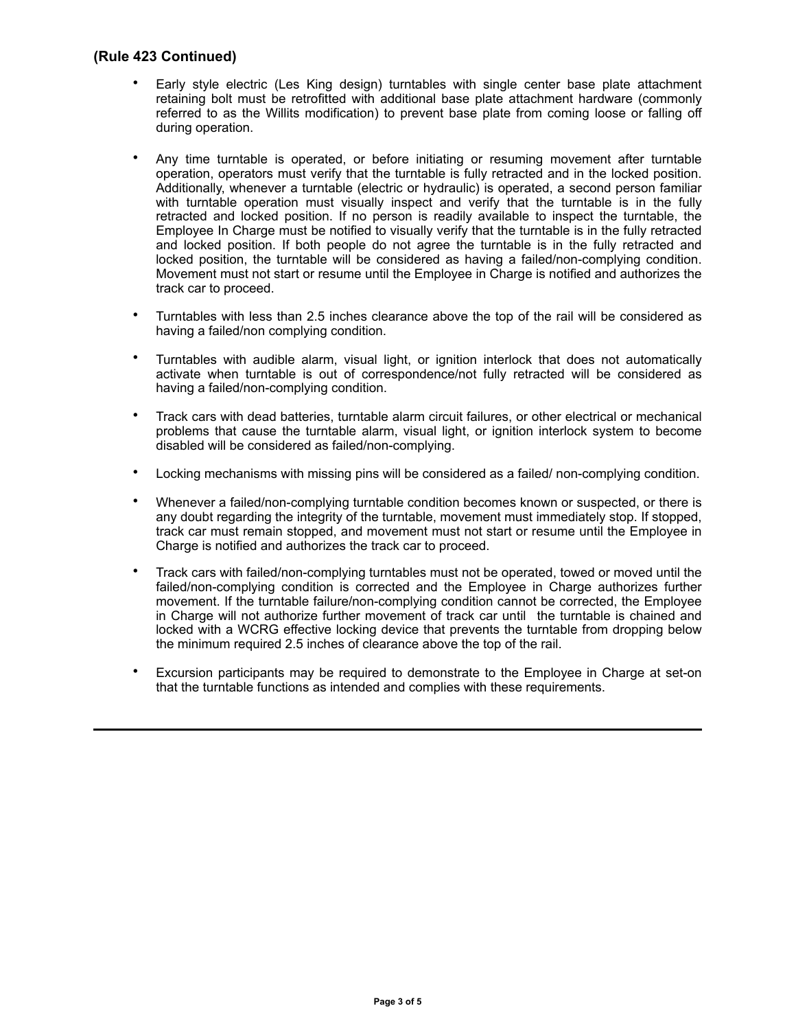**(Rule 423 Continued)**

- Early style electric (Les King design) turntables with single center base plate attachment retaining bolt must be retrofitted with additional base plate attachment hardware (commonly referred to as the Willits modification) to prevent base plate from coming loose or falling off during operation.

- Any time turntable is operated, or before initiating or resuming movement after turntable operation, operators must verify that the turntable is fully retracted and in the locked position. Additionally, whenever a turntable (electric or hydraulic) is operated, a second person familiar with turntable operation must visually inspect and verify that the turntable is in the fully retracted and locked position. If no person is readily available to inspect the turntable, the Employee In Charge must be notified to visually verify that the turntable is in the fully retracted and locked position. If both people do not agree the turntable is in the fully retracted and locked position, the turntable will be considered as having a failed/non-complying condition. Movement must not start or resume until the Employee in Charge is notified and authorizes the track car to proceed.

- Turntables with less than 2.5 inches clearance above the top of the rail will be considered as having a failed/non complying condition.

- Turntables with audible alarm, visual light, or ignition interlock that does not automatically activate when turntable is out of correspondence/not fully retracted will be considered as having a failed/non-complying condition.

- Track cars with dead batteries, turntable alarm circuit failures, or other electrical or mechanical problems that cause the turntable alarm, visual light, or ignition interlock system to become disabled will be considered as failed/non-complying.

- Locking mechanisms with missing pins will be considered as a failed/ non-complying condition.

- Whenever a failed/non-complying turntable condition becomes known or suspected, or there is any doubt regarding the integrity of the turntable, movement must immediately stop. If stopped, track car must remain stopped, and movement must not start or resume until the Employee in Charge is notified and authorizes the track car to proceed.

- Track cars with failed/non-complying turntables must not be operated, towed or moved until the failed/non-complying condition is corrected and the Employee in Charge authorizes further movement. If the turntable failure/non-complying condition cannot be corrected, the Employee in Charge will not authorize further movement of track car until the turntable is chained and locked with a WCRG effective locking device that prevents the turntable from dropping below the minimum required 2.5 inches of clearance above the top of the rail.

- Excursion participants may be required to demonstrate to the Employee in Charge at set-on that the turntable functions as intended and complies with these requirements.

---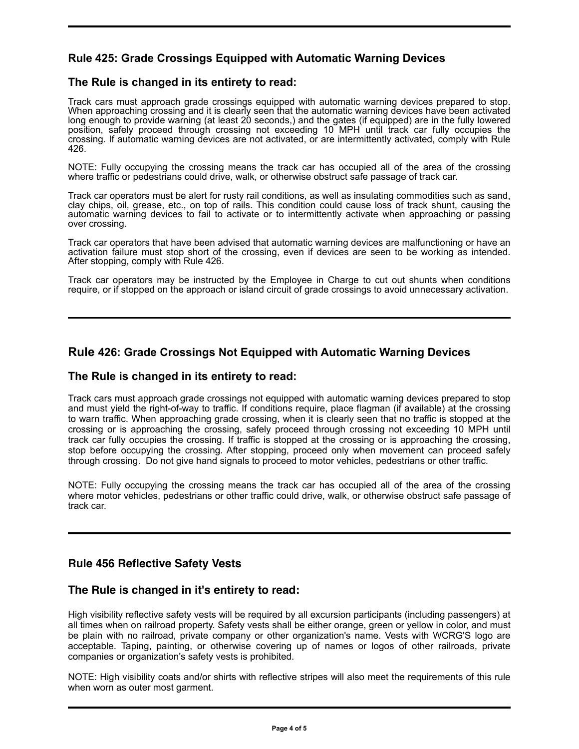## Rule 425: Grade Crossings Equipped with Automatic Warning Devices

### The Rule is changed in its entirety to read:

Track cars must approach grade crossings equipped with automatic warning devices prepared to stop. When approaching crossing and it is clearly seen that the automatic warning devices have been activated long enough to provide warning (at least 20 seconds,) and the gates (if equipped) are in the fully lowered position, safely proceed through crossing not exceeding 10 MPH until track car fully occupies the crossing. If automatic warning devices are not activated, or are intermittently activated, comply with Rule 426.

NOTE: Fully occupying the crossing means the track car has occupied all of the area of the crossing where traffic or pedestrians could drive, walk, or otherwise obstruct safe passage of track car.

Track car operators must be alert for rusty rail conditions, as well as insulating commodities such as sand, clay chips, oil, grease, etc., on top of rails. This condition could cause loss of track shunt, causing the automatic warning devices to fail to activate or to intermittently activate when approaching or passing over crossing.

Track car operators that have been advised that automatic warning devices are malfunctioning or have an activation failure must stop short of the crossing, even if devices are seen to be working as intended. After stopping, comply with Rule 426.

Track car operators may be instructed by the Employee in Charge to cut out shunts when conditions require, or if stopped on the approach or island circuit of grade crossings to avoid unnecessary activation.

---

## Rule 426: Grade Crossings Not Equipped with Automatic Warning Devices

### The Rule is changed in its entirety to read:

Track cars must approach grade crossings not equipped with automatic warning devices prepared to stop and must yield the right-of-way to traffic. If conditions require, place flagman (if available) at the crossing to warn traffic. When approaching grade crossing, when it is clearly seen that no traffic is stopped at the crossing or is approaching the crossing, safely proceed through crossing not exceeding 10 MPH until track car fully occupies the crossing. If traffic is stopped at the crossing or is approaching the crossing, stop before occupying the crossing. After stopping, proceed only when movement can proceed safely through crossing. Do not give hand signals to proceed to motor vehicles, pedestrians or other traffic.

NOTE: Fully occupying the crossing means the track car has occupied all of the area of the crossing where motor vehicles, pedestrians or other traffic could drive, walk, or otherwise obstruct safe passage of track car.

---

## Rule 456 Reflective Safety Vests

### The Rule is changed in it's entirety to read:

High visibility reflective safety vests will be required by all excursion participants (including passengers) at all times when on railroad property. Safety vests shall be either orange, green or yellow in color, and must be plain with no railroad, private company or other organization's name. Vests with WCRG'S logo are acceptable. Taping, painting, or otherwise covering up of names or logos of other railroads, private companies or organization's safety vests is prohibited.

NOTE: High visibility coats and/or shirts with reflective stripes will also meet the requirements of this rule when worn as outer most garment.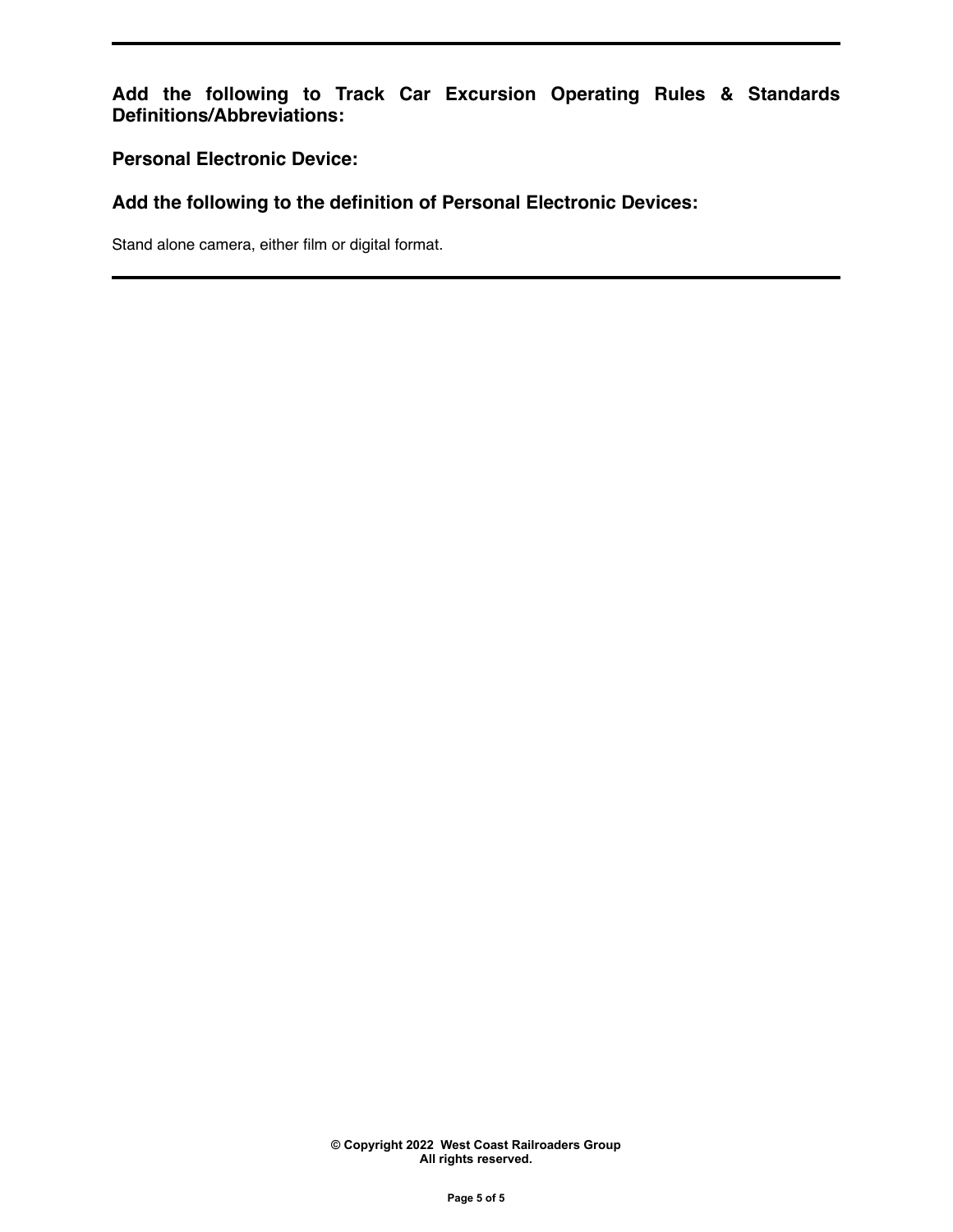---

**Add the following to Track Car Excursion Operating Rules & Standards Definitions/Abbreviations:**

**Personal Electronic Device:**

**Add the following to the definition of Personal Electronic Devices:**

Stand alone camera, either film or digital format.

---

**© Copyright 2022 West Coast Railroaders Group**
**All rights reserved.**